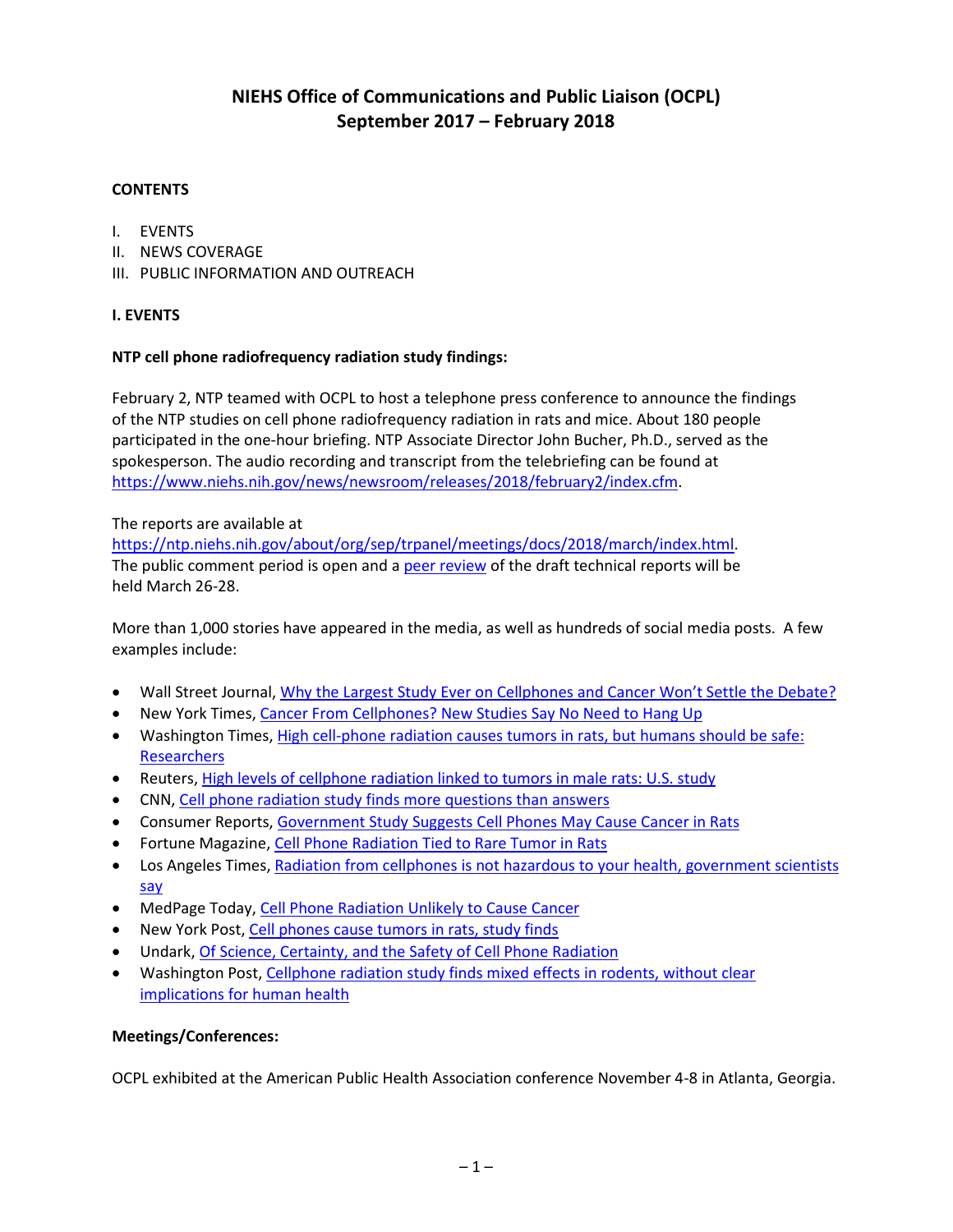# NIEHS Office of Communications and Public Liaison (OCPL)
# September 2017 – February 2018

**CONTENTS**

I. EVENTS
II. NEWS COVERAGE
III. PUBLIC INFORMATION AND OUTREACH

## I. EVENTS

### NTP cell phone radiofrequency radiation study findings:

February 2, NTP teamed with OCPL to host a telephone press conference to announce the findings of the NTP studies on cell phone radiofrequency radiation in rats and mice. About 180 people participated in the one-hour briefing. NTP Associate Director John Bucher, Ph.D., served as the spokesperson. The audio recording and transcript from the telebriefing can be found at https://www.niehs.nih.gov/news/newsroom/releases/2018/february2/index.cfm.

The reports are available at https://ntp.niehs.nih.gov/about/org/sep/trpanel/meetings/docs/2018/march/index.html. The public comment period is open and a peer review of the draft technical reports will be held March 26-28.

More than 1,000 stories have appeared in the media, as well as hundreds of social media posts. A few examples include:

- Wall Street Journal, Why the Largest Study Ever on Cellphones and Cancer Won't Settle the Debate?
- New York Times, Cancer From Cellphones? New Studies Say No Need to Hang Up
- Washington Times, High cell-phone radiation causes tumors in rats, but humans should be safe: Researchers
- Reuters, High levels of cellphone radiation linked to tumors in male rats: U.S. study
- CNN, Cell phone radiation study finds more questions than answers
- Consumer Reports, Government Study Suggests Cell Phones May Cause Cancer in Rats
- Fortune Magazine, Cell Phone Radiation Tied to Rare Tumor in Rats
- Los Angeles Times, Radiation from cellphones is not hazardous to your health, government scientists say
- MedPage Today, Cell Phone Radiation Unlikely to Cause Cancer
- New York Post, Cell phones cause tumors in rats, study finds
- Undark, Of Science, Certainty, and the Safety of Cell Phone Radiation
- Washington Post, Cellphone radiation study finds mixed effects in rodents, without clear implications for human health

### Meetings/Conferences:

OCPL exhibited at the American Public Health Association conference November 4-8 in Atlanta, Georgia.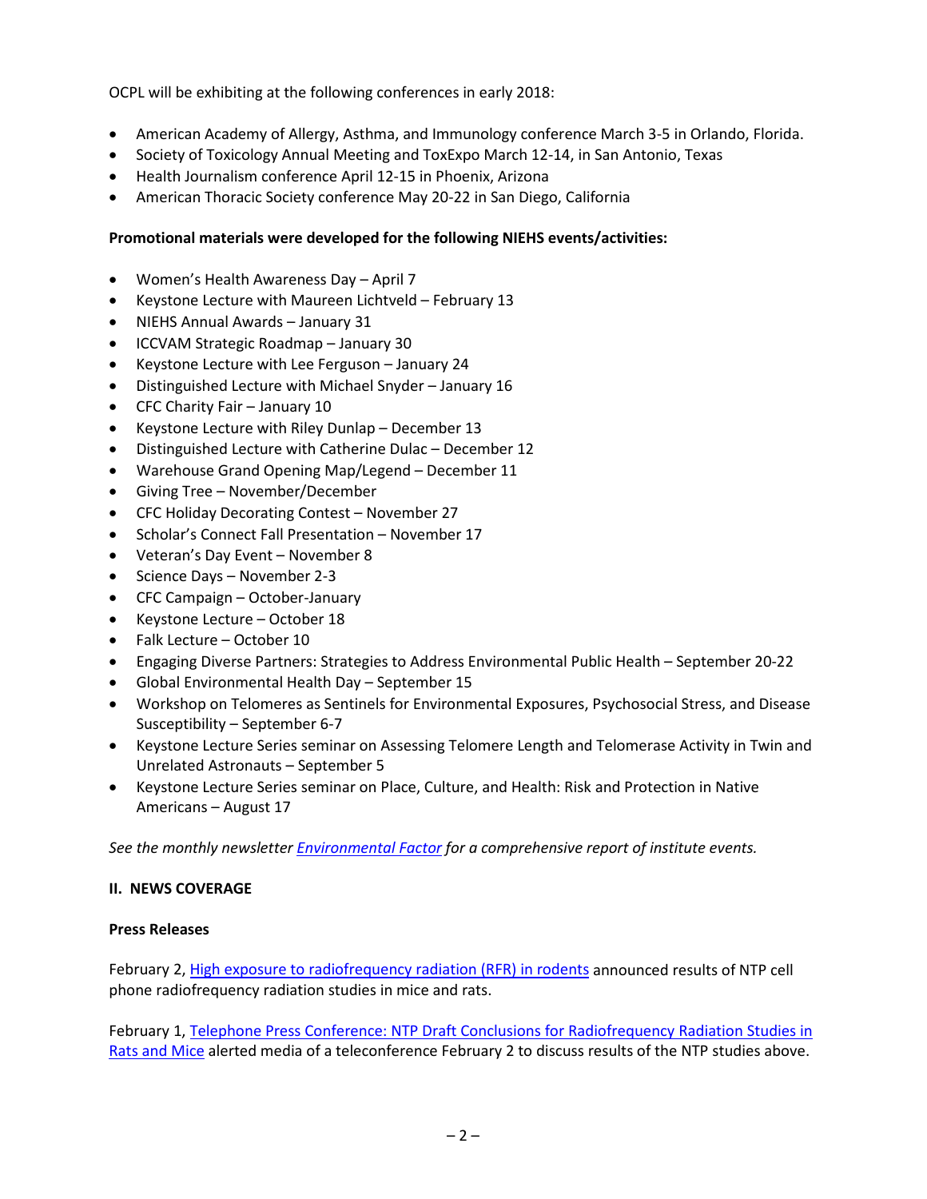OCPL will be exhibiting at the following conferences in early 2018:

- American Academy of Allergy, Asthma, and Immunology conference March 3-5 in Orlando, Florida.
- Society of Toxicology Annual Meeting and ToxExpo March 12-14, in San Antonio, Texas
- Health Journalism conference April 12-15 in Phoenix, Arizona
- American Thoracic Society conference May 20-22 in San Diego, California

**Promotional materials were developed for the following NIEHS events/activities:**

- Women's Health Awareness Day – April 7
- Keystone Lecture with Maureen Lichtveld – February 13
- NIEHS Annual Awards – January 31
- ICCVAM Strategic Roadmap – January 30
- Keystone Lecture with Lee Ferguson – January 24
- Distinguished Lecture with Michael Snyder – January 16
- CFC Charity Fair – January 10
- Keystone Lecture with Riley Dunlap – December 13
- Distinguished Lecture with Catherine Dulac – December 12
- Warehouse Grand Opening Map/Legend – December 11
- Giving Tree – November/December
- CFC Holiday Decorating Contest – November 27
- Scholar's Connect Fall Presentation – November 17
- Veteran's Day Event – November 8
- Science Days – November 2-3
- CFC Campaign – October-January
- Keystone Lecture – October 18
- Falk Lecture – October 10
- Engaging Diverse Partners: Strategies to Address Environmental Public Health – September 20-22
- Global Environmental Health Day – September 15
- Workshop on Telomeres as Sentinels for Environmental Exposures, Psychosocial Stress, and Disease Susceptibility – September 6-7
- Keystone Lecture Series seminar on Assessing Telomere Length and Telomerase Activity in Twin and Unrelated Astronauts – September 5
- Keystone Lecture Series seminar on Place, Culture, and Health: Risk and Protection in Native Americans – August 17

*See the monthly newsletter Environmental Factor for a comprehensive report of institute events.*

**II. NEWS COVERAGE**

**Press Releases**

February 2, High exposure to radiofrequency radiation (RFR) in rodents announced results of NTP cell phone radiofrequency radiation studies in mice and rats.

February 1, Telephone Press Conference: NTP Draft Conclusions for Radiofrequency Radiation Studies in Rats and Mice alerted media of a teleconference February 2 to discuss results of the NTP studies above.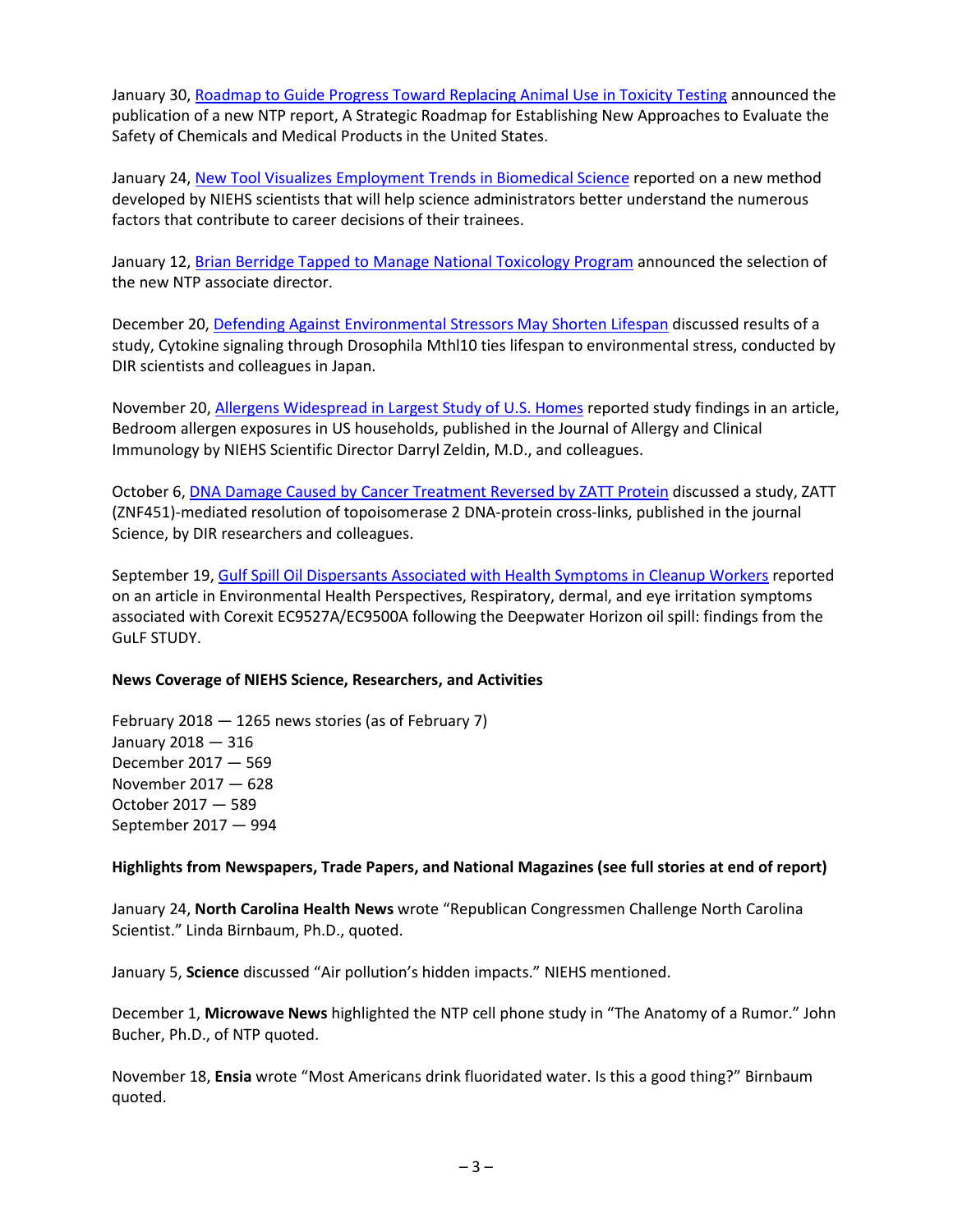January 30, [Roadmap to Guide Progress Toward Replacing Animal Use in Toxicity Testing] announced the publication of a new NTP report, A Strategic Roadmap for Establishing New Approaches to Evaluate the Safety of Chemicals and Medical Products in the United States.

January 24, [New Tool Visualizes Employment Trends in Biomedical Science] reported on a new method developed by NIEHS scientists that will help science administrators better understand the numerous factors that contribute to career decisions of their trainees.

January 12, [Brian Berridge Tapped to Manage National Toxicology Program] announced the selection of the new NTP associate director.

December 20, [Defending Against Environmental Stressors May Shorten Lifespan] discussed results of a study, Cytokine signaling through Drosophila Mthl10 ties lifespan to environmental stress, conducted by DIR scientists and colleagues in Japan.

November 20, [Allergens Widespread in Largest Study of U.S. Homes] reported study findings in an article, Bedroom allergen exposures in US households, published in the Journal of Allergy and Clinical Immunology by NIEHS Scientific Director Darryl Zeldin, M.D., and colleagues.

October 6, [DNA Damage Caused by Cancer Treatment Reversed by ZATT Protein] discussed a study, ZATT (ZNF451)-mediated resolution of topoisomerase 2 DNA-protein cross-links, published in the journal Science, by DIR researchers and colleagues.

September 19, [Gulf Spill Oil Dispersants Associated with Health Symptoms in Cleanup Workers] reported on an article in Environmental Health Perspectives, Respiratory, dermal, and eye irritation symptoms associated with Corexit EC9527A/EC9500A following the Deepwater Horizon oil spill: findings from the GuLF STUDY.

**News Coverage of NIEHS Science, Researchers, and Activities**

February 2018 — 1265 news stories (as of February 7)
January 2018 — 316
December 2017 — 569
November 2017 — 628
October 2017 — 589
September 2017 — 994

**Highlights from Newspapers, Trade Papers, and National Magazines (see full stories at end of report)**

January 24, **North Carolina Health News** wrote "Republican Congressmen Challenge North Carolina Scientist." Linda Birnbaum, Ph.D., quoted.

January 5, **Science** discussed "Air pollution's hidden impacts." NIEHS mentioned.

December 1, **Microwave News** highlighted the NTP cell phone study in "The Anatomy of a Rumor." John Bucher, Ph.D., of NTP quoted.

November 18, **Ensia** wrote "Most Americans drink fluoridated water. Is this a good thing?" Birnbaum quoted.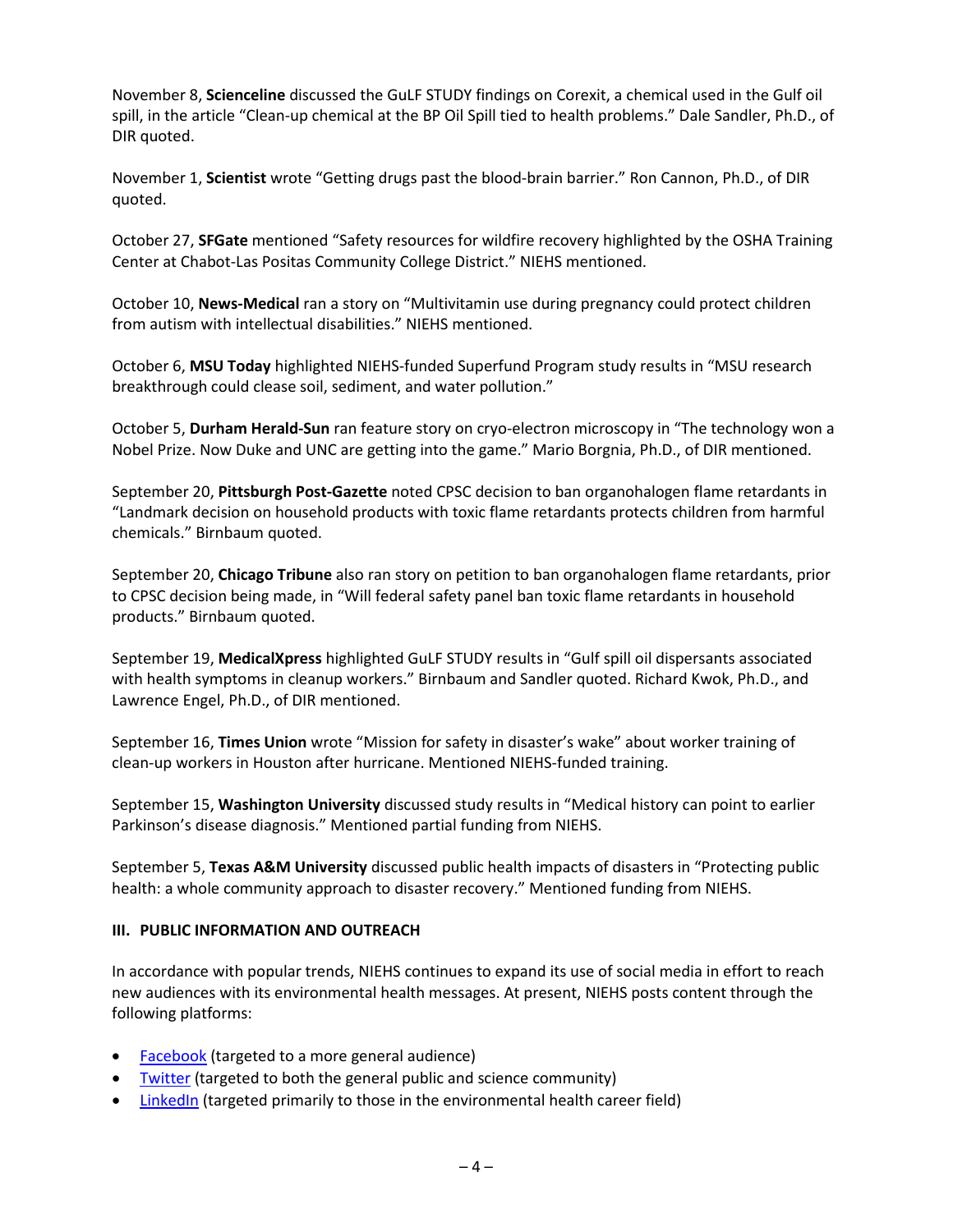November 8, **Scienceline** discussed the GuLF STUDY findings on Corexit, a chemical used in the Gulf oil spill, in the article "Clean-up chemical at the BP Oil Spill tied to health problems." Dale Sandler, Ph.D., of DIR quoted.

November 1, **Scientist** wrote "Getting drugs past the blood-brain barrier." Ron Cannon, Ph.D., of DIR quoted.

October 27, **SFGate** mentioned "Safety resources for wildfire recovery highlighted by the OSHA Training Center at Chabot-Las Positas Community College District." NIEHS mentioned.

October 10, **News-Medical** ran a story on "Multivitamin use during pregnancy could protect children from autism with intellectual disabilities." NIEHS mentioned.

October 6, **MSU Today** highlighted NIEHS-funded Superfund Program study results in "MSU research breakthrough could clease soil, sediment, and water pollution."

October 5, **Durham Herald-Sun** ran feature story on cryo-electron microscopy in "The technology won a Nobel Prize. Now Duke and UNC are getting into the game." Mario Borgnia, Ph.D., of DIR mentioned.

September 20, **Pittsburgh Post-Gazette** noted CPSC decision to ban organohalogen flame retardants in "Landmark decision on household products with toxic flame retardants protects children from harmful chemicals." Birnbaum quoted.

September 20, **Chicago Tribune** also ran story on petition to ban organohalogen flame retardants, prior to CPSC decision being made, in "Will federal safety panel ban toxic flame retardants in household products." Birnbaum quoted.

September 19, **MedicalXpress** highlighted GuLF STUDY results in "Gulf spill oil dispersants associated with health symptoms in cleanup workers." Birnbaum and Sandler quoted. Richard Kwok, Ph.D., and Lawrence Engel, Ph.D., of DIR mentioned.

September 16, **Times Union** wrote "Mission for safety in disaster's wake" about worker training of clean-up workers in Houston after hurricane. Mentioned NIEHS-funded training.

September 15, **Washington University** discussed study results in "Medical history can point to earlier Parkinson's disease diagnosis." Mentioned partial funding from NIEHS.

September 5, **Texas A&M University** discussed public health impacts of disasters in "Protecting public health: a whole community approach to disaster recovery." Mentioned funding from NIEHS.

## III. PUBLIC INFORMATION AND OUTREACH

In accordance with popular trends, NIEHS continues to expand its use of social media in effort to reach new audiences with its environmental health messages. At present, NIEHS posts content through the following platforms:

- Facebook (targeted to a more general audience)
- Twitter (targeted to both the general public and science community)
- LinkedIn (targeted primarily to those in the environmental health career field)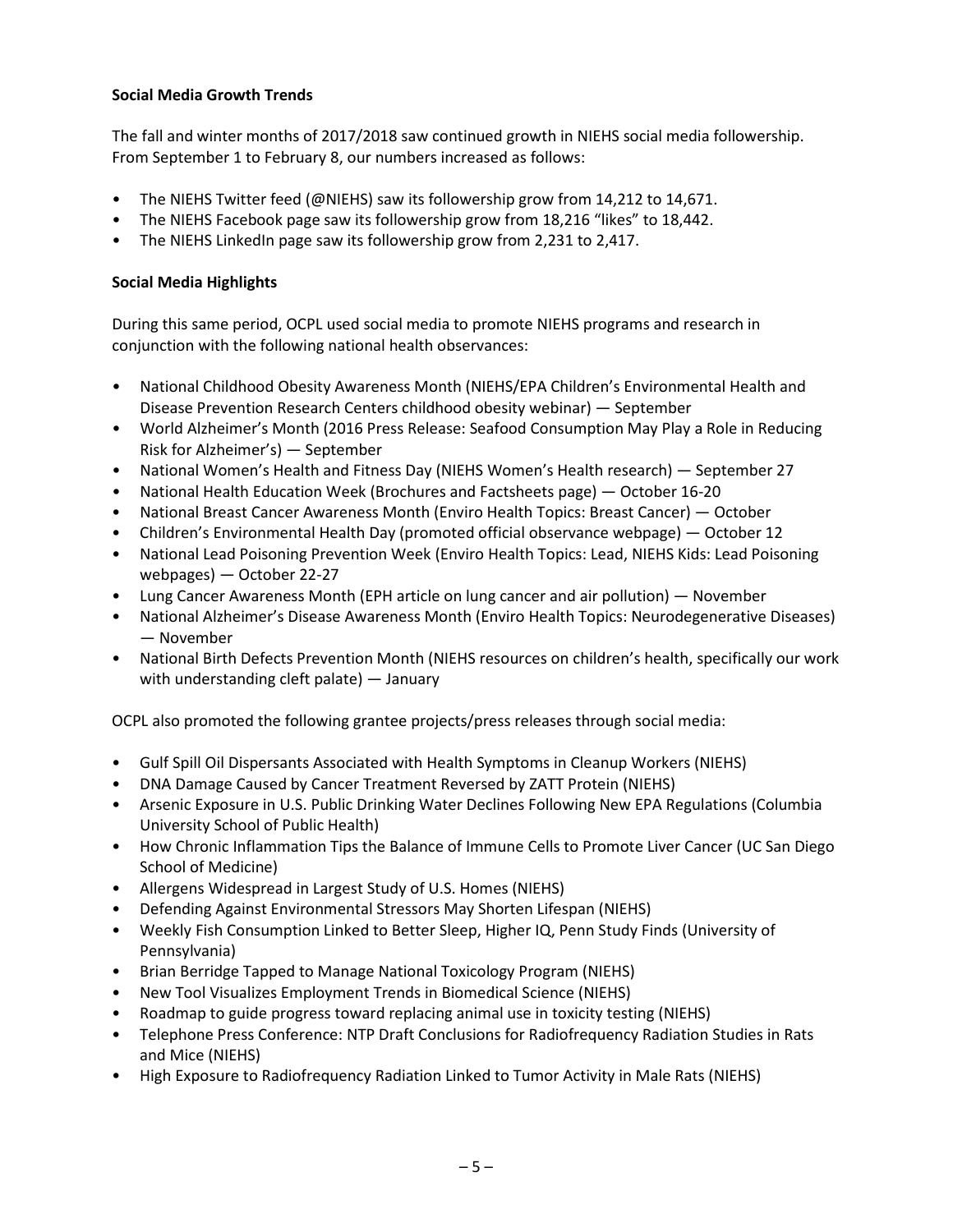**Social Media Growth Trends**

The fall and winter months of 2017/2018 saw continued growth in NIEHS social media followership. From September 1 to February 8, our numbers increased as follows:

- The NIEHS Twitter feed (@NIEHS) saw its followership grow from 14,212 to 14,671.
- The NIEHS Facebook page saw its followership grow from 18,216 "likes" to 18,442.
- The NIEHS LinkedIn page saw its followership grow from 2,231 to 2,417.

**Social Media Highlights**

During this same period, OCPL used social media to promote NIEHS programs and research in conjunction with the following national health observances:

- National Childhood Obesity Awareness Month (NIEHS/EPA Children's Environmental Health and Disease Prevention Research Centers childhood obesity webinar) — September
- World Alzheimer's Month (2016 Press Release: Seafood Consumption May Play a Role in Reducing Risk for Alzheimer's) — September
- National Women's Health and Fitness Day (NIEHS Women's Health research) — September 27
- National Health Education Week (Brochures and Factsheets page) — October 16-20
- National Breast Cancer Awareness Month (Enviro Health Topics: Breast Cancer) — October
- Children's Environmental Health Day (promoted official observance webpage) — October 12
- National Lead Poisoning Prevention Week (Enviro Health Topics: Lead, NIEHS Kids: Lead Poisoning webpages) — October 22-27
- Lung Cancer Awareness Month (EPH article on lung cancer and air pollution) — November
- National Alzheimer's Disease Awareness Month (Enviro Health Topics: Neurodegenerative Diseases) — November
- National Birth Defects Prevention Month (NIEHS resources on children's health, specifically our work with understanding cleft palate) — January

OCPL also promoted the following grantee projects/press releases through social media:

- Gulf Spill Oil Dispersants Associated with Health Symptoms in Cleanup Workers (NIEHS)
- DNA Damage Caused by Cancer Treatment Reversed by ZATT Protein (NIEHS)
- Arsenic Exposure in U.S. Public Drinking Water Declines Following New EPA Regulations (Columbia University School of Public Health)
- How Chronic Inflammation Tips the Balance of Immune Cells to Promote Liver Cancer (UC San Diego School of Medicine)
- Allergens Widespread in Largest Study of U.S. Homes (NIEHS)
- Defending Against Environmental Stressors May Shorten Lifespan (NIEHS)
- Weekly Fish Consumption Linked to Better Sleep, Higher IQ, Penn Study Finds (University of Pennsylvania)
- Brian Berridge Tapped to Manage National Toxicology Program (NIEHS)
- New Tool Visualizes Employment Trends in Biomedical Science (NIEHS)
- Roadmap to guide progress toward replacing animal use in toxicity testing (NIEHS)
- Telephone Press Conference: NTP Draft Conclusions for Radiofrequency Radiation Studies in Rats and Mice (NIEHS)
- High Exposure to Radiofrequency Radiation Linked to Tumor Activity in Male Rats (NIEHS)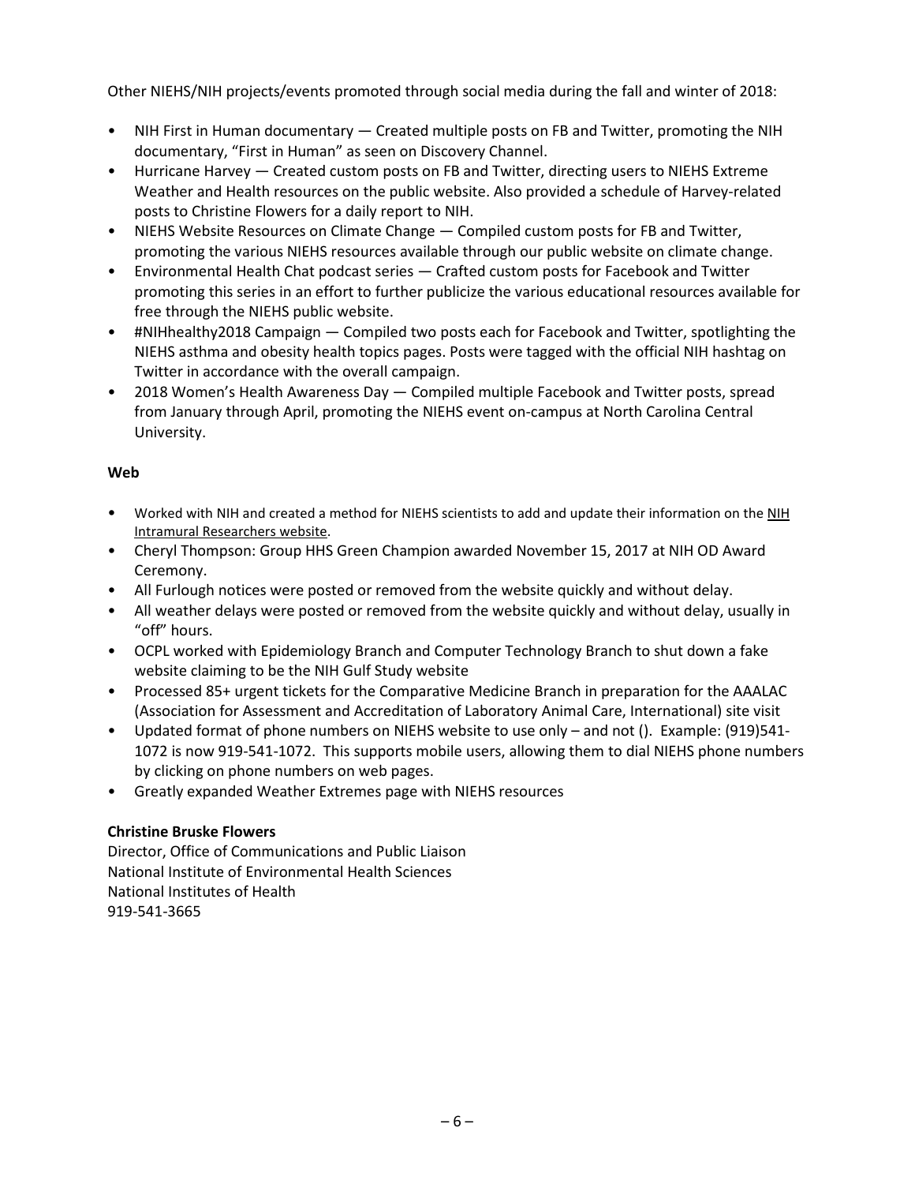Other NIEHS/NIH projects/events promoted through social media during the fall and winter of 2018:

- NIH First in Human documentary — Created multiple posts on FB and Twitter, promoting the NIH documentary, "First in Human" as seen on Discovery Channel.
- Hurricane Harvey — Created custom posts on FB and Twitter, directing users to NIEHS Extreme Weather and Health resources on the public website. Also provided a schedule of Harvey-related posts to Christine Flowers for a daily report to NIH.
- NIEHS Website Resources on Climate Change — Compiled custom posts for FB and Twitter, promoting the various NIEHS resources available through our public website on climate change.
- Environmental Health Chat podcast series — Crafted custom posts for Facebook and Twitter promoting this series in an effort to further publicize the various educational resources available for free through the NIEHS public website.
- #NIHhealthy2018 Campaign — Compiled two posts each for Facebook and Twitter, spotlighting the NIEHS asthma and obesity health topics pages. Posts were tagged with the official NIH hashtag on Twitter in accordance with the overall campaign.
- 2018 Women's Health Awareness Day — Compiled multiple Facebook and Twitter posts, spread from January through April, promoting the NIEHS event on-campus at North Carolina Central University.

**Web**

- Worked with NIH and created a method for NIEHS scientists to add and update their information on the NIH Intramural Researchers website.
- Cheryl Thompson: Group HHS Green Champion awarded November 15, 2017 at NIH OD Award Ceremony.
- All Furlough notices were posted or removed from the website quickly and without delay.
- All weather delays were posted or removed from the website quickly and without delay, usually in "off" hours.
- OCPL worked with Epidemiology Branch and Computer Technology Branch to shut down a fake website claiming to be the NIH Gulf Study website
- Processed 85+ urgent tickets for the Comparative Medicine Branch in preparation for the AAALAC (Association for Assessment and Accreditation of Laboratory Animal Care, International) site visit
- Updated format of phone numbers on NIEHS website to use only – and not (). Example: (919)541-1072 is now 919-541-1072. This supports mobile users, allowing them to dial NIEHS phone numbers by clicking on phone numbers on web pages.
- Greatly expanded Weather Extremes page with NIEHS resources

**Christine Bruske Flowers**
Director, Office of Communications and Public Liaison
National Institute of Environmental Health Sciences
National Institutes of Health
919-541-3665